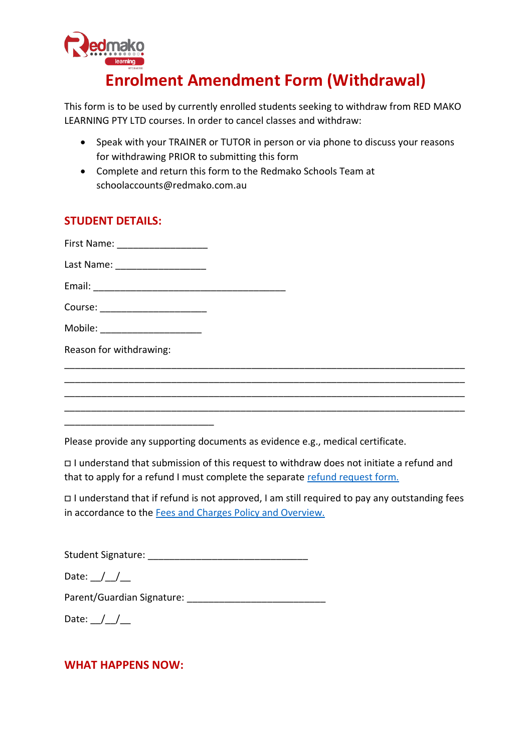# Enrolment Amendment Form (Withdrawal)

This form is to be used by currently enrolled students seeking to withdraw from RED MAKO LEARNING PTY LTD courses. In order to cancel classes and withdraw:

- Speak with your TRAINER or TUTOR in person or via phone to discuss your reasons for withdrawing PRIOR to submitting this form
- Complete and return this form to the Redmako Schools Team at schoolaccounts@redmako.com.au

## STUDENT DETAILS:

First Name: _________________

Last Name: _________________

Email: ____________________________________

Course: ____________________

Mobile: ___________________

Reason for withdrawing:

___________________________________________________________________________
___________________________________________________________________________
___________________________________________________________________________
___________________________________________________________________________
____________________________

Please provide any supporting documents as evidence e.g., medical certificate.

◻ I understand that submission of this request to withdraw does not initiate a refund and that to apply for a refund I must complete the separate refund request form.

◻ I understand that if refund is not approved, I am still required to pay any outstanding fees in accordance to the Fees and Charges Policy and Overview.

Student Signature: ______________________________

Date: __/__/__

Parent/Guardian Signature: __________________________

Date: __/__/__

## WHAT HAPPENS NOW: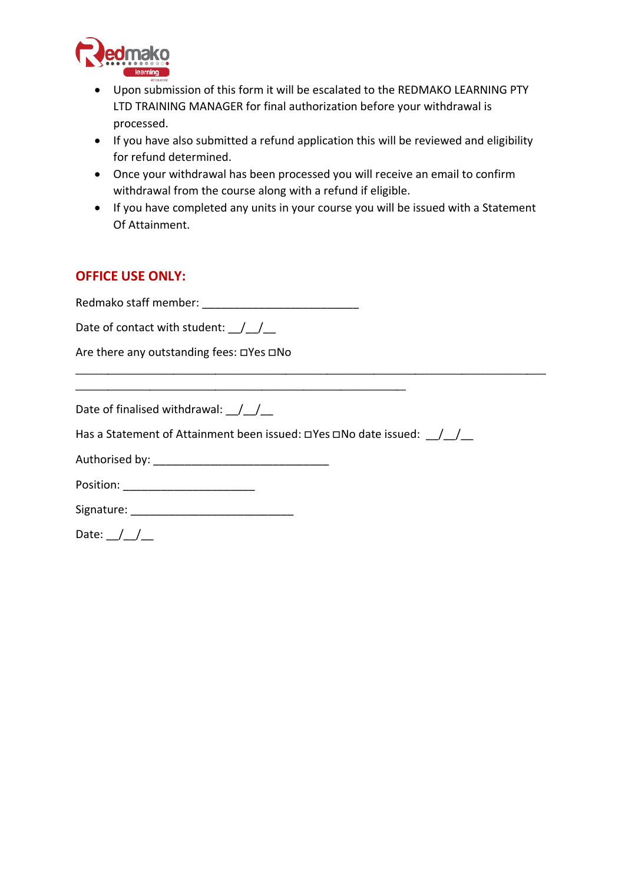- Upon submission of this form it will be escalated to the REDMAKO LEARNING PTY LTD TRAINING MANAGER for final authorization before your withdrawal is processed.
- If you have also submitted a refund application this will be reviewed and eligibility for refund determined.
- Once your withdrawal has been processed you will receive an email to confirm withdrawal from the course along with a refund if eligible.
- If you have completed any units in your course you will be issued with a Statement Of Attainment.

## OFFICE USE ONLY:

Redmako staff member: _________________________

Date of contact with student: __/__/__

Are there any outstanding fees: ☐Yes ☐No

___________________________________________________________________________

_____________________________________________________

Date of finalised withdrawal: __/__/__

Has a Statement of Attainment been issued: ☐Yes ☐No date issued: __/__/__

Authorised by: ____________________________

Position: _____________________

Signature: __________________________

Date: __/__/__